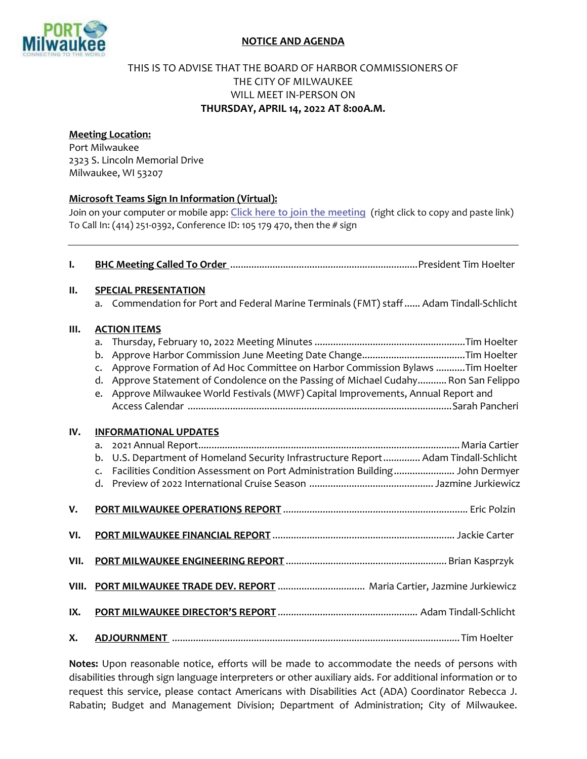## NOTICE AND AGENDA

THIS IS TO ADVISE THAT THE BOARD OF HARBOR COMMISSIONERS OF THE CITY OF MILWAUKEE WILL MEET IN-PERSON ON

**THURSDAY, APRIL 14, 2022 AT 8:00A.M.**

**Meeting Location:**
Port Milwaukee
2323 S. Lincoln Memorial Drive
Milwaukee, WI 53207

**Microsoft Teams Sign In Information (Virtual):**
Join on your computer or mobile app: **Click here to join the meeting** (right click to copy and paste link)
To Call In: (414) 251-0392, Conference ID: 105 179 470, then the # sign

---

**I. BHC Meeting Called To Order** ....................................................................... President Tim Hoelter

**II. SPECIAL PRESENTATION**

a. Commendation for Port and Federal Marine Terminals (FMT) staff ...... Adam Tindall-Schlicht

**III. ACTION ITEMS**

a. Thursday, February 10, 2022 Meeting Minutes ......................................................... Tim Hoelter
b. Approve Harbor Commission June Meeting Date Change....................................... Tim Hoelter
c. Approve Formation of Ad Hoc Committee on Harbor Commission Bylaws ........... Tim Hoelter
d. Approve Statement of Condolence on the Passing of Michael Cudahy........... Ron San Felippo
e. Approve Milwaukee World Festivals (MWF) Capital Improvements, Annual Report and Access Calendar ................................................................................................... Sarah Pancheri

**IV. INFORMATIONAL UPDATES**

a. 2021 Annual Report.................................................................................................. Maria Cartier
b. U.S. Department of Homeland Security Infrastructure Report............. Adam Tindall-Schlicht
c. Facilities Condition Assessment on Port Administration Building....................... John Dermyer
d. Preview of 2022 International Cruise Season ............................................... Jazmine Jurkiewicz

**V. PORT MILWAUKEE OPERATIONS REPORT** ..................................................................... Eric Polzin

**VI. PORT MILWAUKEE FINANCIAL REPORT** ..................................................................... Jackie Carter

**VII. PORT MILWAUKEE ENGINEERING REPORT** ............................................................ Brian Kasprzyk

**VIII. PORT MILWAUKEE TRADE DEV. REPORT** ................................ Maria Cartier, Jazmine Jurkiewicz

**IX. PORT MILWAUKEE DIRECTOR'S REPORT** .................................................... Adam Tindall-Schlicht

**X. ADJOURNMENT** ............................................................................................................ Tim Hoelter

**Notes:** Upon reasonable notice, efforts will be made to accommodate the needs of persons with disabilities through sign language interpreters or other auxiliary aids. For additional information or to request this service, please contact Americans with Disabilities Act (ADA) Coordinator Rebecca J. Rabatin; Budget and Management Division; Department of Administration; City of Milwaukee.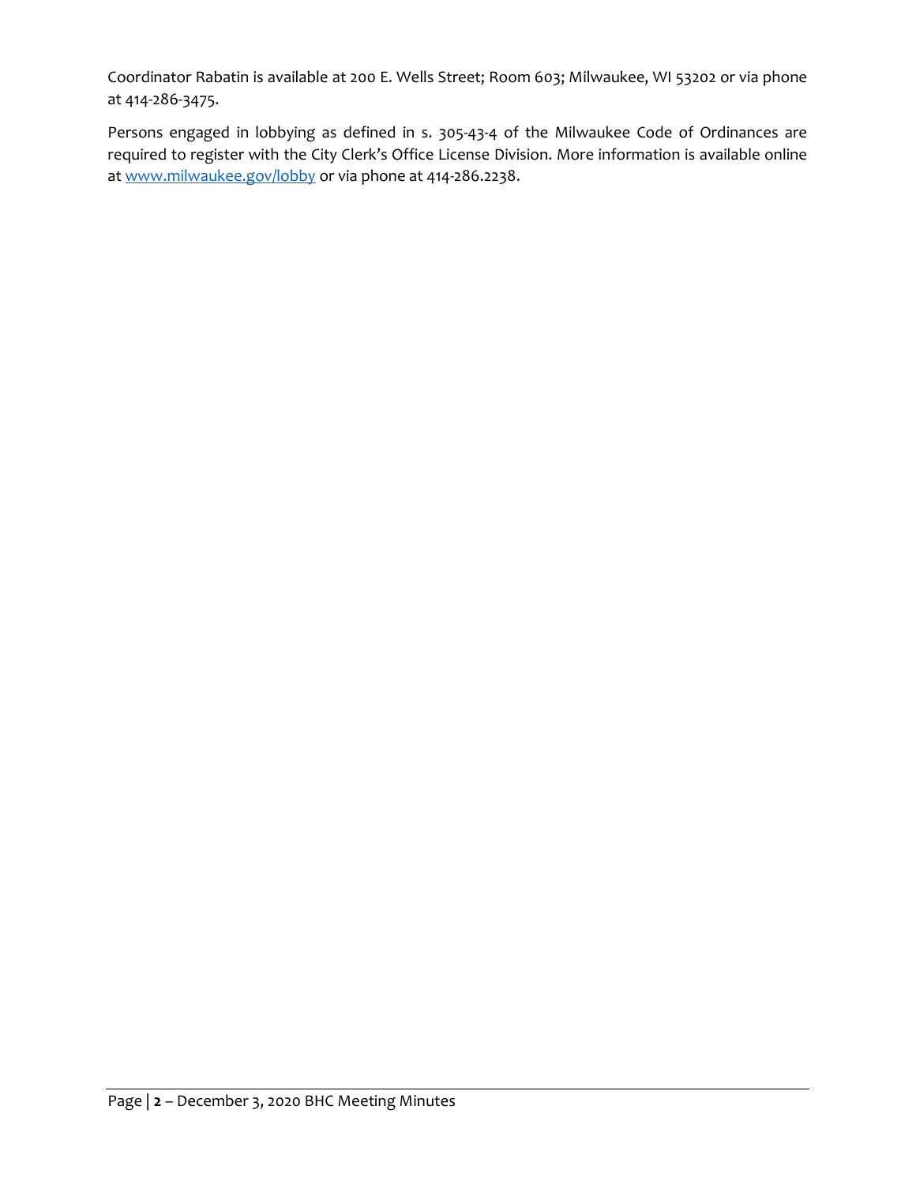Coordinator Rabatin is available at 200 E. Wells Street; Room 603; Milwaukee, WI 53202 or via phone at 414-286-3475.

Persons engaged in lobbying as defined in s. 305-43-4 of the Milwaukee Code of Ordinances are required to register with the City Clerk's Office License Division. More information is available online at [www.milwaukee.gov/lobby](http://www.milwaukee.gov/lobby) or via phone at 414-286.2238.